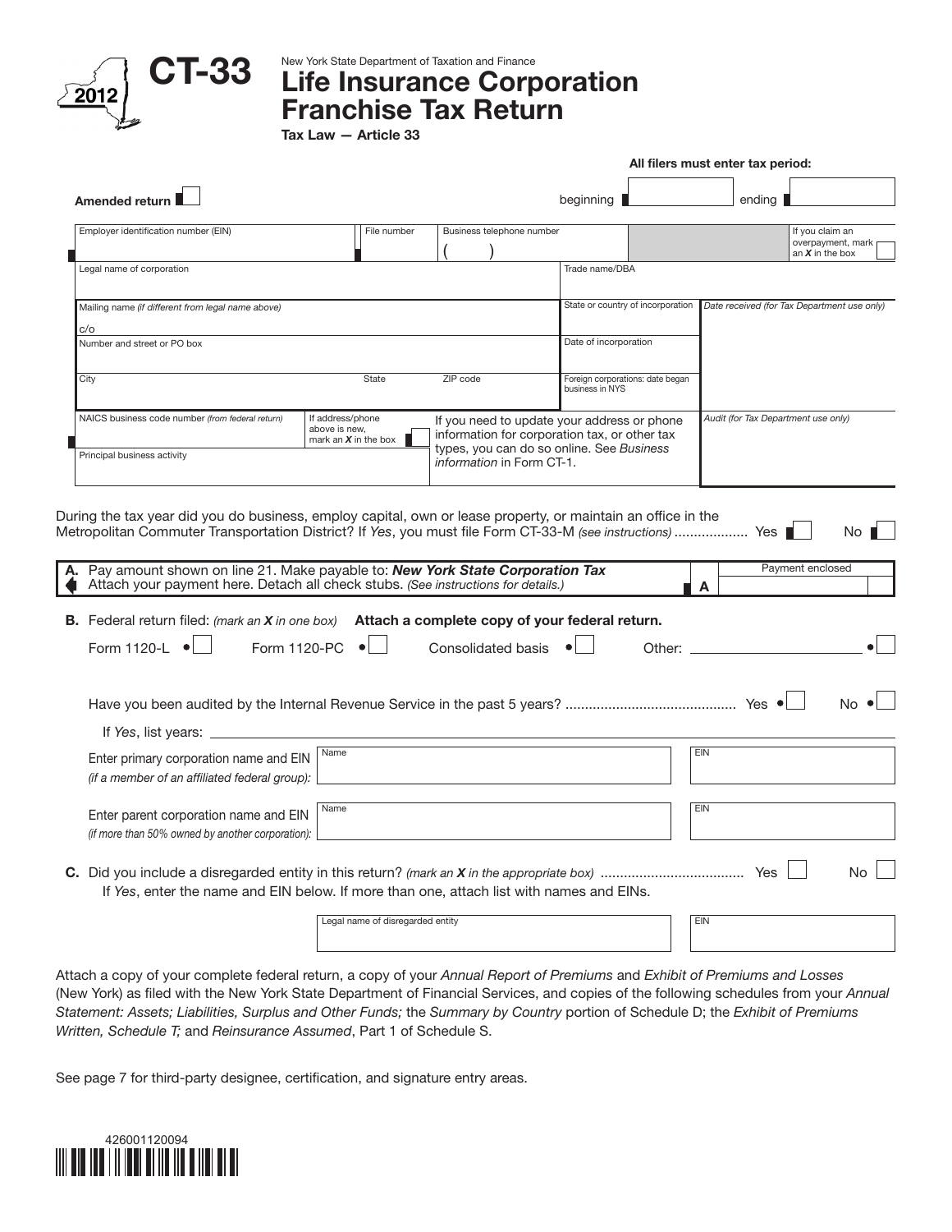# CT-33

2012

New York State Department of Taxation and Finance

# Life Insurance Corporation Franchise Tax Return

**Tax Law — Article 33**

**All filers must enter tax period:**

Amended return ☐ beginning ______ ending ______

| Employer identification number (EIN) | File number | Business telephone number ( ) | | If you claim an overpayment, mark an *X* in the box ☐ |
|---|---|---|---|---|
| Legal name of corporation | | | Trade name/DBA | |
| Mailing name *(if different from legal name above)* c/o | | | State or country of incorporation | *Date received (for Tax Department use only)* |
| Number and street or PO box | | | Date of incorporation | |
| City | State | ZIP code | Foreign corporations: date began business in NYS | |
| NAICS business code number *(from federal return)* | If address/phone above is new, mark an *X* in the box ☐ | If you need to update your address or phone information for corporation tax, or other tax types, you can do so online. See *Business information* in Form CT-1. | | *Audit (for Tax Department use only)* |
| Principal business activity | | | | |

During the tax year did you do business, employ capital, own or lease property, or maintain an office in the Metropolitan Commuter Transportation District? If *Yes*, you must file Form CT-33-M *(see instructions)* .................. Yes ☐ No ☐

**A.** Pay amount shown on line 21. Make payable to: ***New York State Corporation Tax***
Attach your payment here. Detach all check stubs. *(See instructions for details.)* **A** Payment enclosed ______

**B.** Federal return filed: *(mark an X in one box)* **Attach a complete copy of your federal return.**

Form 1120-L ☐ Form 1120-PC ☐ Consolidated basis ☐ Other: ______ ☐

Have you been audited by the Internal Revenue Service in the past 5 years? ........................................... Yes ☐ No ☐

If *Yes*, list years: ______

Enter primary corporation name and EIN *(if a member of an affiliated federal group):* Name ______ EIN ______

Enter parent corporation name and EIN *(if more than 50% owned by another corporation):* Name ______ EIN ______

**C.** Did you include a disregarded entity in this return? *(mark an X in the appropriate box)* .................................... Yes ☐ No ☐
If *Yes*, enter the name and EIN below. If more than one, attach list with names and EINs.

Legal name of disregarded entity ______ EIN ______

Attach a copy of your complete federal return, a copy of your *Annual Report of Premiums* and *Exhibit of Premiums and Losses* (New York) as filed with the New York State Department of Financial Services, and copies of the following schedules from your *Annual Statement: Assets; Liabilities, Surplus and Other Funds;* the *Summary by Country* portion of Schedule D; the *Exhibit of Premiums Written, Schedule T;* and *Reinsurance Assumed*, Part 1 of Schedule S.

See page 7 for third-party designee, certification, and signature entry areas.

426001120094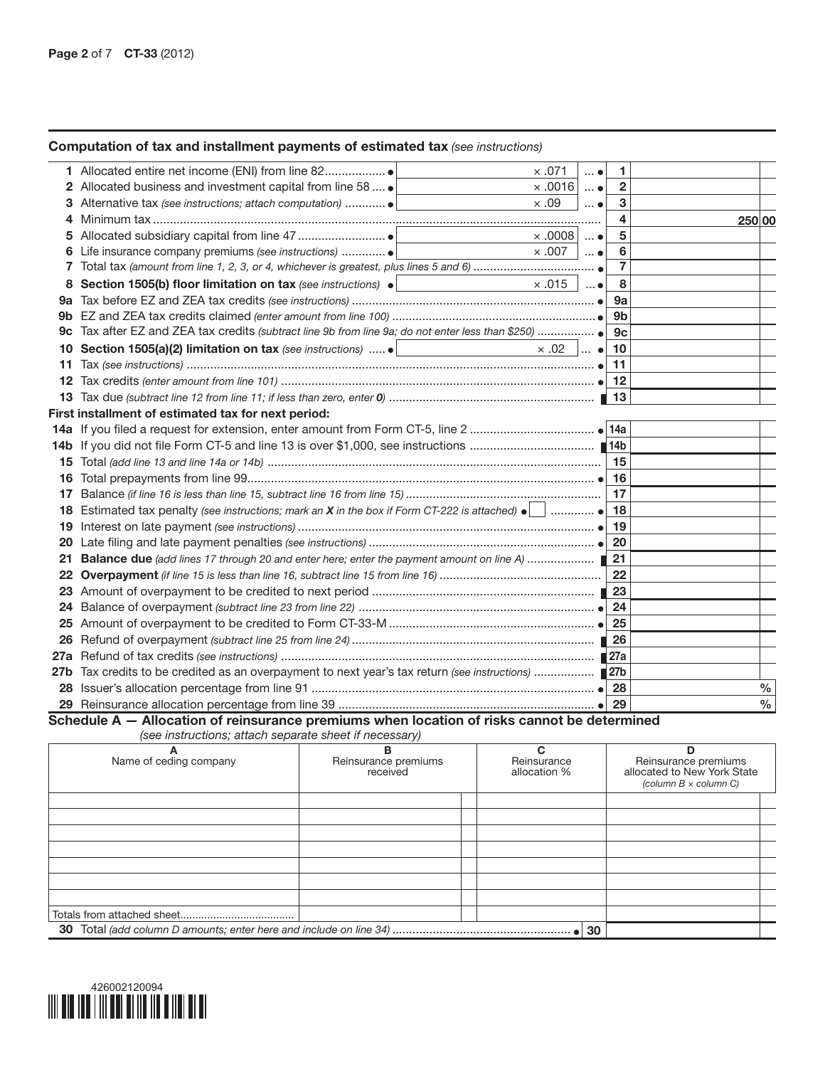## Computation of tax and installment payments of estimated tax *(see instructions)*

| Line | Description | Amount | Rate | Line | Amount |
|---|---|---|---|---|---|
| 1 | Allocated entire net income (ENI) from line 82 | | × .071 | 1 | |
| 2 | Allocated business and investment capital from line 58 | | × .0016 | 2 | |
| 3 | Alternative tax *(see instructions; attach computation)* | | × .09 | 3 | |
| 4 | Minimum tax | | | 4 | 250 00 |
| 5 | Allocated subsidiary capital from line 47 | | × .0008 | 5 | |
| 6 | Life insurance company premiums *(see instructions)* | | × .007 | 6 | |
| 7 | Total tax *(amount from line 1, 2, 3, or 4, whichever is greatest, plus lines 5 and 6)* | | | 7 | |
| 8 | **Section 1505(b) floor limitation on tax** *(see instructions)* | | × .015 | 8 | |
| 9a | Tax before EZ and ZEA tax credits *(see instructions)* | | | 9a | |
| 9b | EZ and ZEA tax credits claimed *(enter amount from line 100)* | | | 9b | |
| 9c | Tax after EZ and ZEA tax credits *(subtract line 9b from line 9a; do not enter less than $250)* | | | 9c | |
| 10 | **Section 1505(a)(2) limitation on tax** *(see instructions)* | | × .02 | 10 | |
| 11 | Tax *(see instructions)* | | | 11 | |
| 12 | Tax credits *(enter amount from line 101)* | | | 12 | |
| 13 | Tax due *(subtract line 12 from line 11; if less than zero, enter **0**)* | | | 13 | |

**First installment of estimated tax for next period:**

| Line | Description | Line | Amount |
|---|---|---|---|
| 14a | If you filed a request for extension, enter amount from Form CT-5, line 2 | 14a | |
| 14b | If you did not file Form CT-5 and line 13 is over $1,000, see instructions | 14b | |
| 15 | Total *(add line 13 and line 14a or 14b)* | 15 | |
| 16 | Total prepayments from line 99 | 16 | |
| 17 | Balance *(if line 16 is less than line 15, subtract line 16 from line 15)* | 17 | |
| 18 | Estimated tax penalty *(see instructions; mark an **X** in the box if Form CT-222 is attached)* ☐ | 18 | |
| 19 | Interest on late payment *(see instructions)* | 19 | |
| 20 | Late filing and late payment penalties *(see instructions)* | 20 | |
| 21 | **Balance due** *(add lines 17 through 20 and enter here; enter the payment amount on line A)* | 21 | |
| 22 | **Overpayment** *(if line 15 is less than line 16, subtract line 15 from line 16)* | 22 | |
| 23 | Amount of overpayment to be credited to next period | 23 | |
| 24 | Balance of overpayment *(subtract line 23 from line 22)* | 24 | |
| 25 | Amount of overpayment to be credited to Form CT-33-M | 25 | |
| 26 | Refund of overpayment *(subtract line 25 from line 24)* | 26 | |
| 27a | Refund of tax credits *(see instructions)* | 27a | |
| 27b | Tax credits to be credited as an overpayment to next year's tax return *(see instructions)* | 27b | |
| 28 | Issuer's allocation percentage from line 91 | 28 | % |
| 29 | Reinsurance allocation percentage from line 39 | 29 | % |

## Schedule A — Allocation of reinsurance premiums when location of risks cannot be determined

*(see instructions; attach separate sheet if necessary)*

| A<br>Name of ceding company | B<br>Reinsurance premiums received | C<br>Reinsurance allocation % | D<br>Reinsurance premiums allocated to New York State *(column B × column C)* |
|---|---|---|---|
| | | | |
| | | | |
| | | | |
| | | | |
| | | | |
| | | | |
| | | | |
| Totals from attached sheet | | | |
| **30** Total *(add column D amounts; enter here and include on line 34)* | | 30 | |

426002120094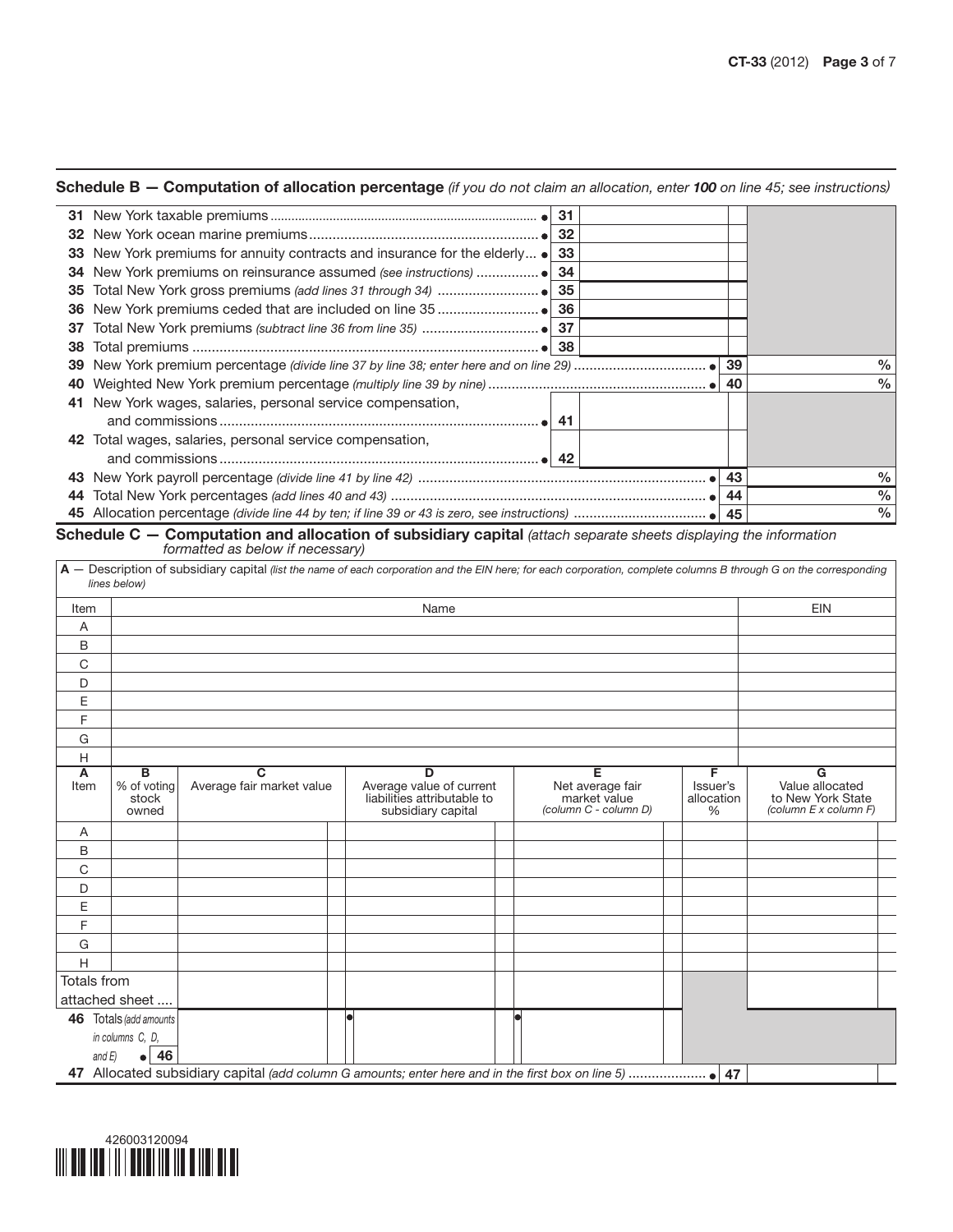## Schedule B — Computation of allocation percentage *(if you do not claim an allocation, enter **100** on line 45; see instructions)*

| Line | Description | | Amount |
|---|---|---|---|
| 31 | New York taxable premiums | 31 | |
| 32 | New York ocean marine premiums | 32 | |
| 33 | New York premiums for annuity contracts and insurance for the elderly | 33 | |
| 34 | New York premiums on reinsurance assumed *(see instructions)* | 34 | |
| 35 | Total New York gross premiums *(add lines 31 through 34)* | 35 | |
| 36 | New York premiums ceded that are included on line 35 | 36 | |
| 37 | Total New York premiums *(subtract line 36 from line 35)* | 37 | |
| 38 | Total premiums | 38 | |
| 39 | New York premium percentage *(divide line 37 by line 38; enter here and on line 29)* | 39 | % |
| 40 | Weighted New York premium percentage *(multiply line 39 by nine)* | 40 | % |
| 41 | New York wages, salaries, personal service compensation, and commissions | 41 | |
| 42 | Total wages, salaries, personal service compensation, and commissions | 42 | |
| 43 | New York payroll percentage *(divide line 41 by line 42)* | 43 | % |
| 44 | Total New York percentages *(add lines 40 and 43)* | 44 | % |
| 45 | Allocation percentage *(divide line 44 by ten; if line 39 or 43 is zero, see instructions)* | 45 | % |

## Schedule C — Computation and allocation of subsidiary capital *(attach separate sheets displaying the information formatted as below if necessary)*

**A** — Description of subsidiary capital *(list the name of each corporation and the EIN here; for each corporation, complete columns B through G on the corresponding lines below)*

| Item | Name | EIN |
|---|---|---|
| A | | |
| B | | |
| C | | |
| D | | |
| E | | |
| F | | |
| G | | |
| H | | |

| A Item | B % of voting stock owned | C Average fair market value | D Average value of current liabilities attributable to subsidiary capital | E Net average fair market value *(column C - column D)* | F Issuer's allocation % | G Value allocated to New York State *(column E x column F)* |
|---|---|---|---|---|---|---|
| A | | | | | | |
| B | | | | | | |
| C | | | | | | |
| D | | | | | | |
| E | | | | | | |
| F | | | | | | |
| G | | | | | | |
| H | | | | | | |
| Totals from attached sheet .... | | | | | | |
| **46** Totals *(add amounts in columns C, D, and E)* **46** | | | | | | |

**47** Allocated subsidiary capital *(add column G amounts; enter here and in the first box on line 5)* .... **47**

426003120094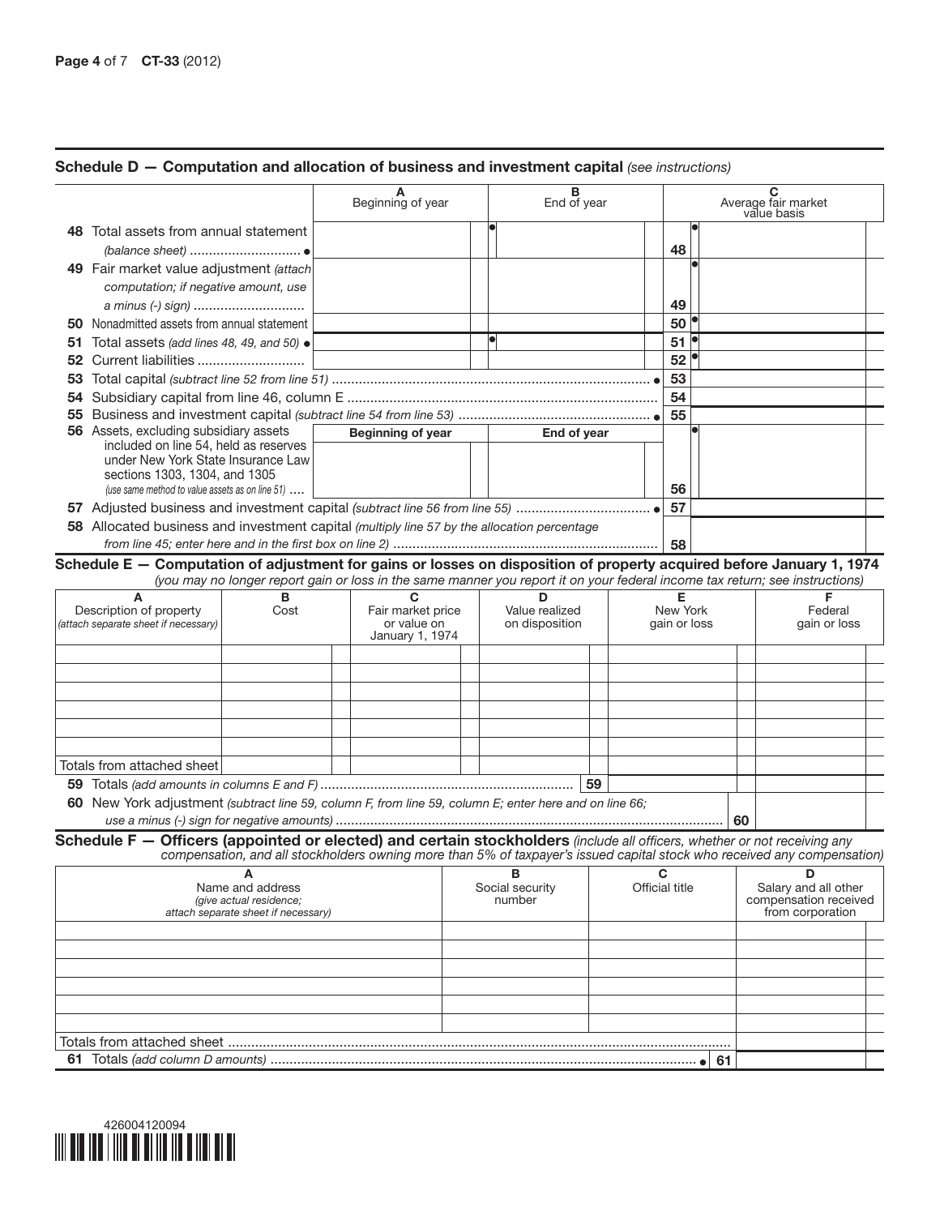## Schedule D — Computation and allocation of business and investment capital *(see instructions)*

| | A Beginning of year | B End of year | | C Average fair market value basis |
|---|---|---|---|---|
| **48** Total assets from annual statement *(balance sheet)* ● | | ● | 48 | ● |
| **49** Fair market value adjustment *(attach computation; if negative amount, use a minus (-) sign)* | | | 49 | ● |
| **50** Nonadmitted assets from annual statement | | | 50 | ● |
| **51** Total assets *(add lines 48, 49, and 50)* ● | | ● | 51 | ● |
| **52** Current liabilities | | | 52 | ● |
| **53** Total capital *(subtract line 52 from line 51)* ● | | | 53 | |
| **54** Subsidiary capital from line 46, column E | | | 54 | |
| **55** Business and investment capital *(subtract line 54 from line 53)* ● | | | 55 | |
| **56** Assets, excluding subsidiary assets included on line 54, held as reserves under New York State Insurance Law sections 1303, 1304, and 1305 *(use same method to value assets as on line 51)* | **Beginning of year** | **End of year** | 56 | ● |
| **57** Adjusted business and investment capital *(subtract line 56 from line 55)* ● | | | 57 | |
| **58** Allocated business and investment capital *(multiply line 57 by the allocation percentage from line 45; enter here and in the first box on line 2)* | | | 58 | |

## Schedule E — Computation of adjustment for gains or losses on disposition of property acquired before January 1, 1974

*(you may no longer report gain or loss in the same manner you report it on your federal income tax return; see instructions)*

| A Description of property *(attach separate sheet if necessary)* | B Cost | C Fair market price or value on January 1, 1974 | D Value realized on disposition | E New York gain or loss | F Federal gain or loss |
|---|---|---|---|---|---|
| | | | | | |
| | | | | | |
| | | | | | |
| | | | | | |
| | | | | | |
| | | | | | |
| Totals from attached sheet | | | | | |
| **59** Totals *(add amounts in columns E and F)* | | | 59 | | |

**60** New York adjustment *(subtract line 59, column F, from line 59, column E; enter here and on line 66; use a minus (-) sign for negative amounts)* .......... **60**

## Schedule F — Officers (appointed or elected) and certain stockholders

*(include all officers, whether or not receiving any compensation, and all stockholders owning more than 5% of taxpayer's issued capital stock who received any compensation)*

| A Name and address *(give actual residence; attach separate sheet if necessary)* | B Social security number | C Official title | D Salary and all other compensation received from corporation |
|---|---|---|---|
| | | | |
| | | | |
| | | | |
| | | | |
| | | | |
| | | | |
| Totals from attached sheet | | | |
| **61** Totals *(add column D amounts)* ● 61 | | | |

426004120094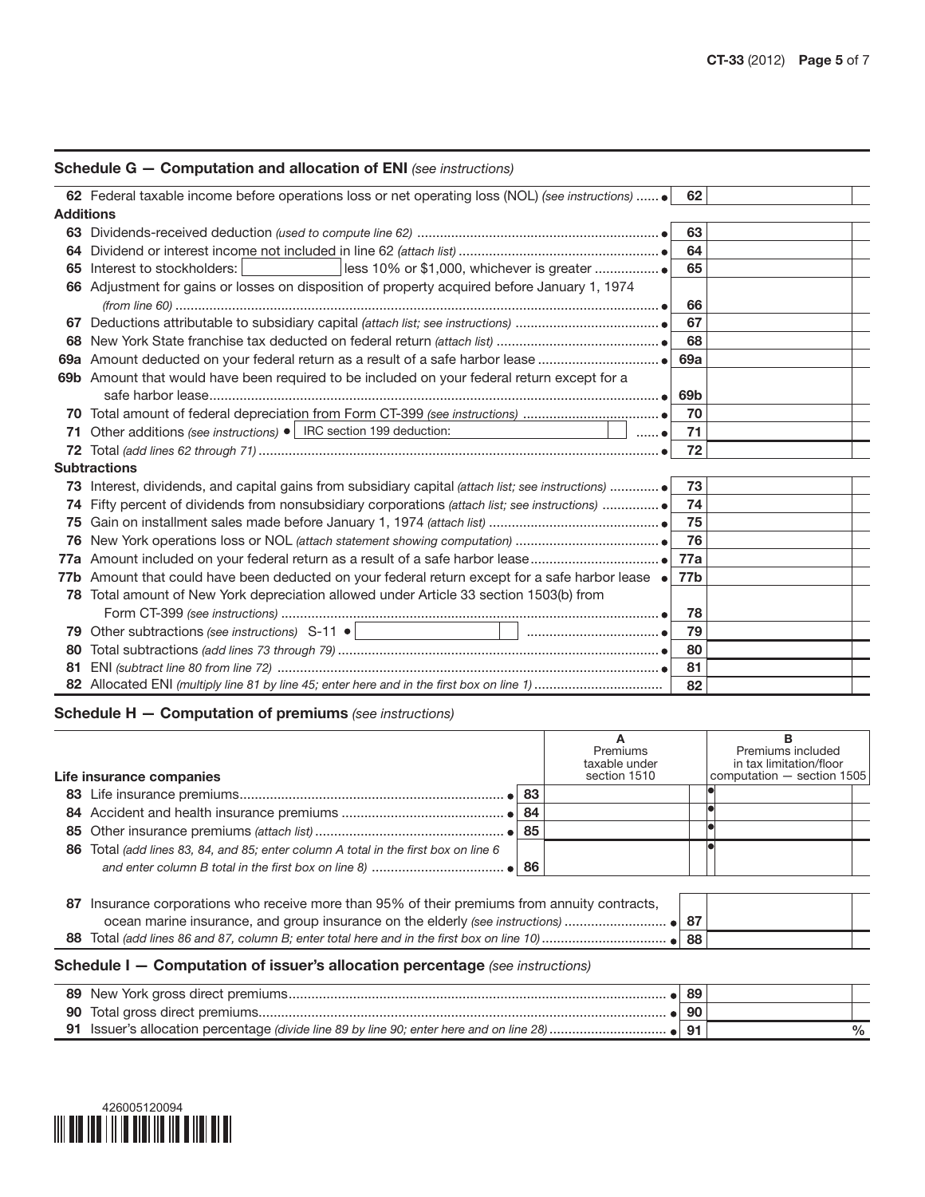## Schedule G — Computation and allocation of ENI *(see instructions)*

| | | | |
|---|---|---|---|
| **62** | Federal taxable income before operations loss or net operating loss (NOL) *(see instructions)* ● | 62 | |
| **Additions** | | | |
| **63** | Dividends-received deduction *(used to compute line 62)* ● | 63 | |
| **64** | Dividend or interest income not included in line 62 *(attach list)* ● | 64 | |
| **65** | Interest to stockholders: ______ less 10% or $1,000, whichever is greater ● | 65 | |
| **66** | Adjustment for gains or losses on disposition of property acquired before January 1, 1974 *(from line 60)* ● | 66 | |
| **67** | Deductions attributable to subsidiary capital *(attach list; see instructions)* ● | 67 | |
| **68** | New York State franchise tax deducted on federal return *(attach list)* ● | 68 | |
| **69a** | Amount deducted on your federal return as a result of a safe harbor lease ● | 69a | |
| **69b** | Amount that would have been required to be included on your federal return except for a safe harbor lease ● | 69b | |
| **70** | Total amount of federal depreciation from Form CT-399 *(see instructions)* ● | 70 | |
| **71** | Other additions *(see instructions)* ● IRC section 199 deduction: ______ ● | 71 | |
| **72** | Total *(add lines 62 through 71)* ● | 72 | |
| **Subtractions** | | | |
| **73** | Interest, dividends, and capital gains from subsidiary capital *(attach list; see instructions)* ● | 73 | |
| **74** | Fifty percent of dividends from nonsubsidiary corporations *(attach list; see instructions)* ● | 74 | |
| **75** | Gain on installment sales made before January 1, 1974 *(attach list)* ● | 75 | |
| **76** | New York operations loss or NOL *(attach statement showing computation)* ● | 76 | |
| **77a** | Amount included on your federal return as a result of a safe harbor lease ● | 77a | |
| **77b** | Amount that could have been deducted on your federal return except for a safe harbor lease ● | 77b | |
| **78** | Total amount of New York depreciation allowed under Article 33 section 1503(b) from Form CT-399 *(see instructions)* ● | 78 | |
| **79** | Other subtractions *(see instructions)* S-11 ● ______ ● | 79 | |
| **80** | Total subtractions *(add lines 73 through 79)* ● | 80 | |
| **81** | ENI *(subtract line 80 from line 72)* ● | 81 | |
| **82** | Allocated ENI *(multiply line 81 by line 45; enter here and in the first box on line 1)* | 82 | |

## Schedule H — Computation of premiums *(see instructions)*

| Life insurance companies | | A Premiums taxable under section 1510 | B Premiums included in tax limitation/floor computation — section 1505 |
|---|---|---|---|
| **83** Life insurance premiums ● | 83 | | ● |
| **84** Accident and health insurance premiums ● | 84 | | ● |
| **85** Other insurance premiums *(attach list)* ● | 85 | | ● |
| **86** Total *(add lines 83, 84, and 85; enter column A total in the first box on line 6 and enter column B total in the first box on line 8)* ● | 86 | | ● |

| | | | |
|---|---|---|---|
| **87** | Insurance corporations who receive more than 95% of their premiums from annuity contracts, ocean marine insurance, and group insurance on the elderly *(see instructions)* ● | 87 | |
| **88** | Total *(add lines 86 and 87, column B; enter total here and in the first box on line 10)* ● | 88 | |

## Schedule I — Computation of issuer's allocation percentage *(see instructions)*

| | | | |
|---|---|---|---|
| **89** | New York gross direct premiums ● | 89 | |
| **90** | Total gross direct premiums ● | 90 | |
| **91** | Issuer's allocation percentage *(divide line 89 by line 90; enter here and on line 28)* ● | 91 | % |

426005120094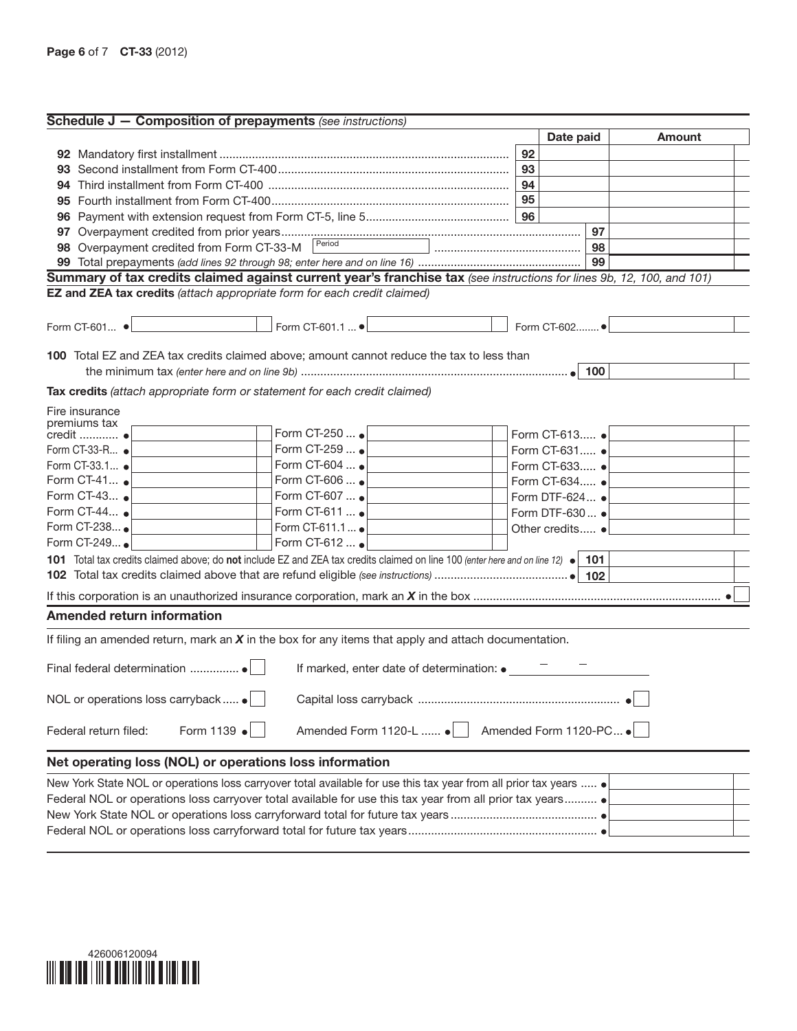## Schedule J — Composition of prepayments *(see instructions)*

| | | Date paid | Amount |
|---|---|---|---|
| 92 Mandatory first installment | 92 | | |
| 93 Second installment from Form CT-400 | 93 | | |
| 94 Third installment from Form CT-400 | 94 | | |
| 95 Fourth installment from Form CT-400 | 95 | | |
| 96 Payment with extension request from Form CT-5, line 5 | 96 | | |
| 97 Overpayment credited from prior years | | 97 | |
| 98 Overpayment credited from Form CT-33-M Period | | 98 | |
| 99 Total prepayments *(add lines 92 through 98; enter here and on line 16)* | | 99 | |

## Summary of tax credits claimed against current year's franchise tax *(see instructions for lines 9b, 12, 100, and 101)*

**EZ and ZEA tax credits** *(attach appropriate form for each credit claimed)*

| | | | | | |
|---|---|---|---|---|---|
| Form CT-601... ● | | Form CT-601.1 ... ● | | Form CT-602........ ● | |

**100** Total EZ and ZEA tax credits claimed above; amount cannot reduce the tax to less than the minimum tax *(enter here and on line 9b)* ● 100

**Tax credits** *(attach appropriate form or statement for each credit claimed)*

| | | | | | |
|---|---|---|---|---|---|
| Fire insurance premiums tax credit ............ ● | | Form CT-250 ... ● | | Form CT-613..... ● | |
| Form CT-33-R... ● | | Form CT-259 ... ● | | Form CT-631..... ● | |
| Form CT-33.1... ● | | Form CT-604 ... ● | | Form CT-633..... ● | |
| Form CT-41... ● | | Form CT-606 ... ● | | Form CT-634..... ● | |
| Form CT-43... ● | | Form CT-607 ... ● | | Form DTF-624... ● | |
| Form CT-44... ● | | Form CT-611 ... ● | | Form DTF-630 ... ● | |
| Form CT-238... ● | | Form CT-611.1 ... ● | | Other credits..... ● | |
| Form CT-249... ● | | Form CT-612 ... ● | | | |

**101** Total tax credits claimed above; do **not** include EZ and ZEA tax credits claimed on line 100 *(enter here and on line 12)* ● 101

**102** Total tax credits claimed above that are refund eligible *(see instructions)* ● 102

If this corporation is an unauthorized insurance corporation, mark an ***X*** in the box ●

## Amended return information

If filing an amended return, mark an ***X*** in the box for any items that apply and attach documentation.

Final federal determination ............... ● ☐ If marked, enter date of determination: ● ___ – ___ – ___

NOL or operations loss carryback..... ● ☐ Capital loss carryback ● ☐

Federal return filed: Form 1139 ● ☐ Amended Form 1120-L ...... ● ☐ Amended Form 1120-PC... ● ☐

## Net operating loss (NOL) or operations loss information

| | |
|---|---|
| New York State NOL or operations loss carryover total available for use this tax year from all prior tax years ..... ● | |
| Federal NOL or operations loss carryover total available for use this tax year from all prior tax years.......... ● | |
| New York State NOL or operations loss carryforward total for future tax years ● | |
| Federal NOL or operations loss carryforward total for future tax years ● | |

426006120094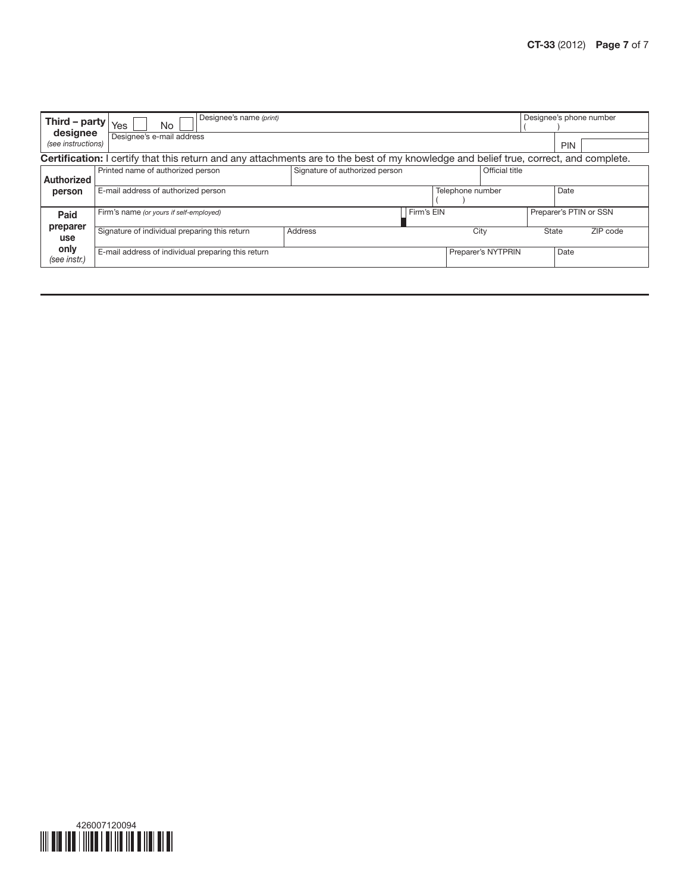| | | | | |
|---|---|---|---|---|
| **Third – party designee** *(see instructions)* | Yes ☐ No ☐ | Designee's name *(print)* | | Designee's phone number ( ) |
| | Designee's e-mail address | | | PIN |

**Certification:** I certify that this return and any attachments are to the best of my knowledge and belief true, correct, and complete.

| | | | | | |
|---|---|---|---|---|---|
| **Authorized person** | Printed name of authorized person | Signature of authorized person | | Official title | |
| | E-mail address of authorized person | | Telephone number ( ) | | Date |
| **Paid preparer use only** *(see instr.)* | Firm's name *(or yours if self-employed)* | | Firm's EIN | | Preparer's PTIN or SSN |
| | Signature of individual preparing this return | Address | City | State | ZIP code |
| | E-mail address of individual preparing this return | | Preparer's NYTPRIN | | Date |

426007120094